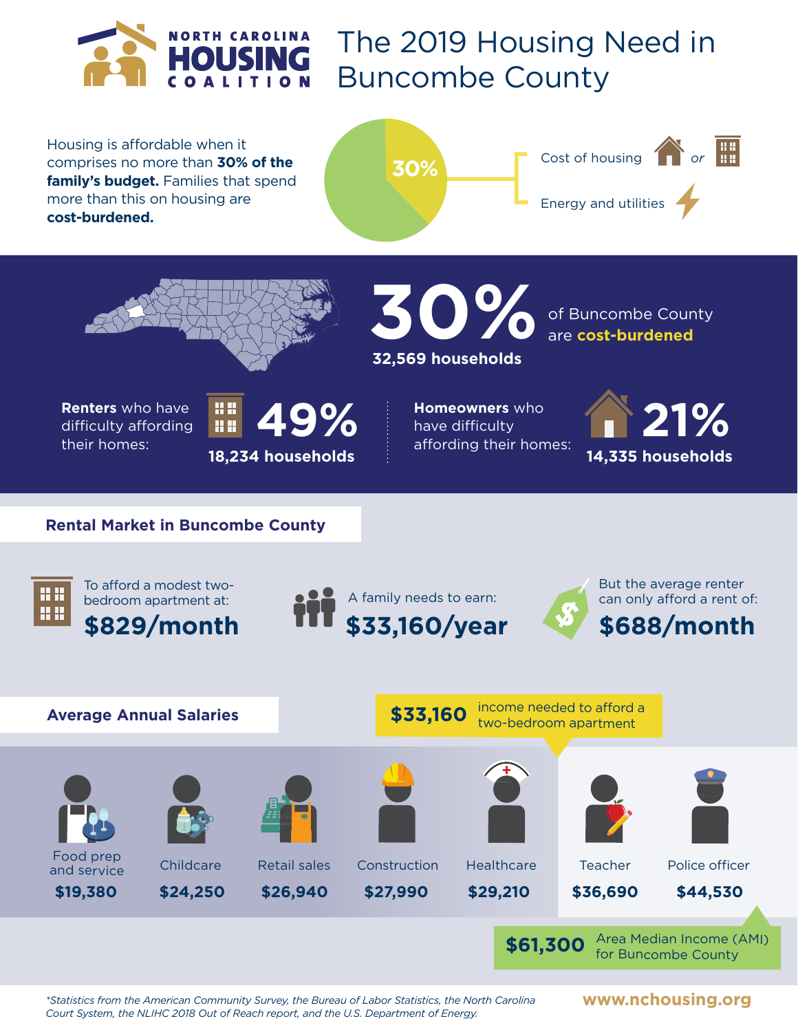NORTH CAROLINA **HOUSING** COALITION

# The 2019 Housing Need in Buncombe County

Housing is affordable when it comprises no more than **30% of the family's budget.** Families that spend more than this on housing are **cost-burdened.**

30%

- Cost of housing or
- Energy and utilities

**30%** of Buncombe County are **cost-burdened**

**32,569 households**

**Renters** who have difficulty affording their homes: **49%** — **18,234 households**

**Homeowners** who have difficulty affording their homes: **21%** — **14,335 households**

## Rental Market in Buncombe County

To afford a modest two-bedroom apartment at: **$829/month**

A family needs to earn: **$33,160/year**

But the average renter can only afford a rent of: **$688/month**

## Average Annual Salaries

**$33,160** income needed to afford a two-bedroom apartment

| Occupation | Salary |
|---|---|
| Food prep and service | $19,380 |
| Childcare | $24,250 |
| Retail sales | $26,940 |
| Construction | $27,990 |
| Healthcare | $29,210 |
| Teacher | $36,690 |
| Police officer | $44,530 |

**$61,300** Area Median Income (AMI) for Buncombe County

*\*Statistics from the American Community Survey, the Bureau of Labor Statistics, the North Carolina Court System, the NLIHC 2018 Out of Reach report, and the U.S. Department of Energy.*

www.nchousing.org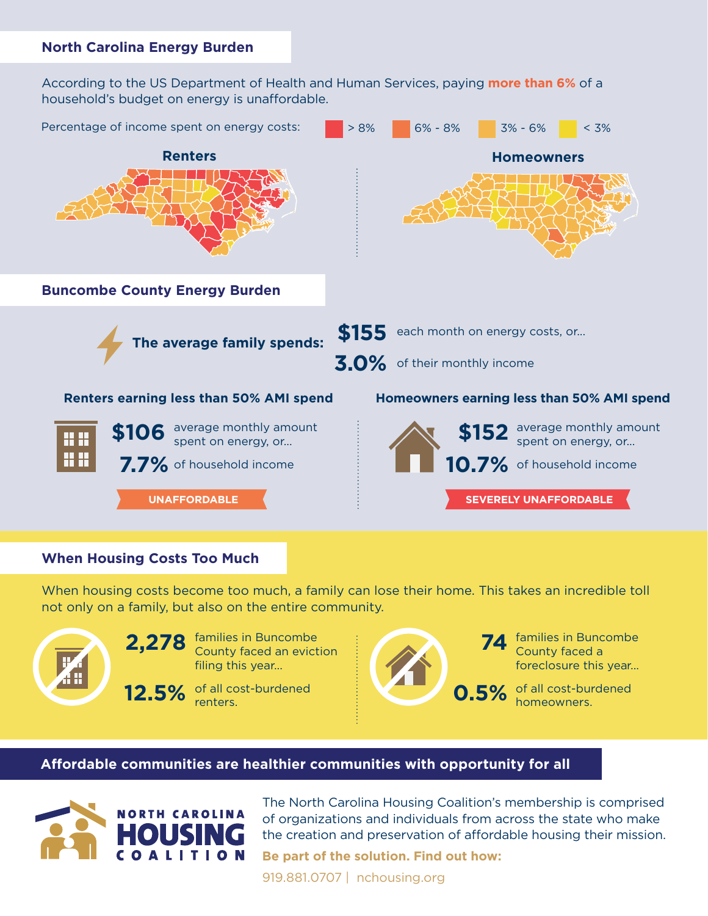## North Carolina Energy Burden

According to the US Department of Health and Human Services, paying **more than 6%** of a household's budget on energy is unaffordable.

Percentage of income spent on energy costs: > 8% | 6% - 8% | 3% - 6% | < 3%

**Renters**

**Homeowners**

## Buncombe County Energy Burden

**The average family spends:** **$155** each month on energy costs, or... **3.0%** of their monthly income

### Renters earning less than 50% AMI spend

**$106** average monthly amount spent on energy, or...

**7.7%** of household income

**UNAFFORDABLE**

### Homeowners earning less than 50% AMI spend

**$152** average monthly amount spent on energy, or...

**10.7%** of household income

**SEVERELY UNAFFORDABLE**

## When Housing Costs Too Much

When housing costs become too much, a family can lose their home. This takes an incredible toll not only on a family, but also on the entire community.

**2,278** families in Buncombe County faced an eviction filing this year...

**12.5%** of all cost-burdened renters.

**74** families in Buncombe County faced a foreclosure this year...

**0.5%** of all cost-burdened homeowners.

**Affordable communities are healthier communities with opportunity for all**

NORTH CAROLINA HOUSING COALITION

The North Carolina Housing Coalition's membership is comprised of organizations and individuals from across the state who make the creation and preservation of affordable housing their mission.

**Be part of the solution. Find out how:**

919.881.0707 | nchousing.org